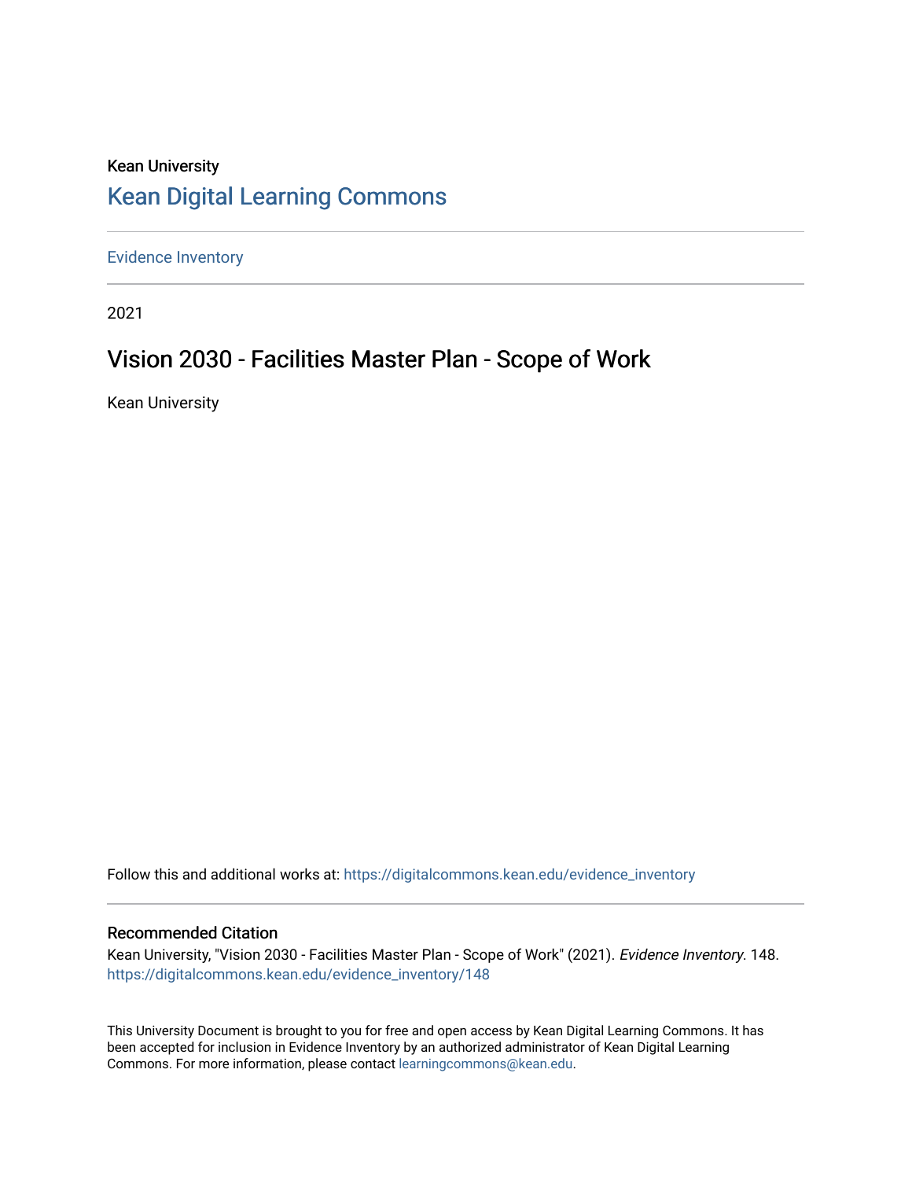Kean University

## Kean Digital Learning Commons

Evidence Inventory

2021

# Vision 2030 - Facilities Master Plan - Scope of Work

Kean University

Follow this and additional works at: https://digitalcommons.kean.edu/evidence_inventory

### Recommended Citation

Kean University, "Vision 2030 - Facilities Master Plan - Scope of Work" (2021). *Evidence Inventory*. 148.
https://digitalcommons.kean.edu/evidence_inventory/148

This University Document is brought to you for free and open access by Kean Digital Learning Commons. It has been accepted for inclusion in Evidence Inventory by an authorized administrator of Kean Digital Learning Commons. For more information, please contact learningcommons@kean.edu.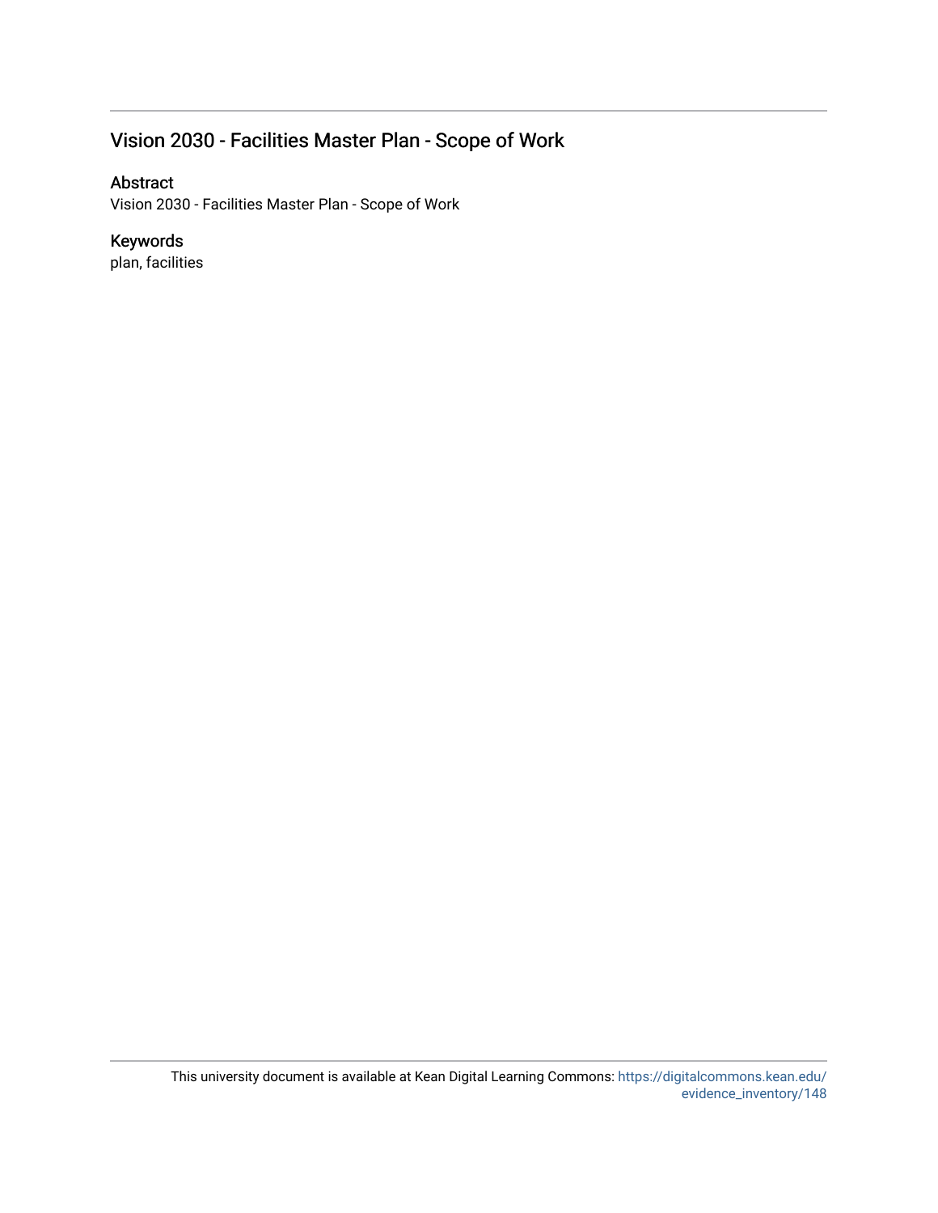## Vision 2030 - Facilities Master Plan - Scope of Work

### Abstract

Vision 2030 - Facilities Master Plan - Scope of Work

### Keywords

plan, facilities

This university document is available at Kean Digital Learning Commons: https://digitalcommons.kean.edu/evidence_inventory/148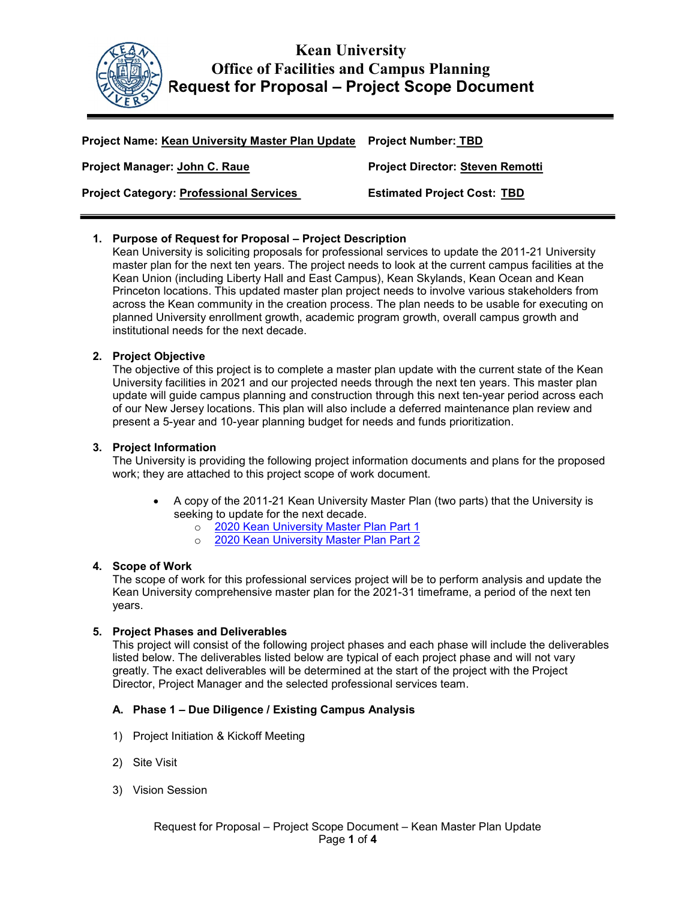# Kean University
## Office of Facilities and Campus Planning
## Request for Proposal – Project Scope Document

**Project Name:** <u>Kean University Master Plan Update</u> **Project Number:** <u>TBD</u>

**Project Manager:** <u>John C. Raue</u> **Project Director:** <u>Steven Remotti</u>

**Project Category:** <u>Professional Services</u> **Estimated Project Cost:** <u>TBD</u>

1. **Purpose of Request for Proposal – Project Description**
   Kean University is soliciting proposals for professional services to update the 2011-21 University master plan for the next ten years. The project needs to look at the current campus facilities at the Kean Union (including Liberty Hall and East Campus), Kean Skylands, Kean Ocean and Kean Princeton locations. This updated master plan project needs to involve various stakeholders from across the Kean community in the creation process. The plan needs to be usable for executing on planned University enrollment growth, academic program growth, overall campus growth and institutional needs for the next decade.

2. **Project Objective**
   The objective of this project is to complete a master plan update with the current state of the Kean University facilities in 2021 and our projected needs through the next ten years. This master plan update will guide campus planning and construction through this next ten-year period across each of our New Jersey locations. This plan will also include a deferred maintenance plan review and present a 5-year and 10-year planning budget for needs and funds prioritization.

3. **Project Information**
   The University is providing the following project information documents and plans for the proposed work; they are attached to this project scope of work document.

   - A copy of the 2011-21 Kean University Master Plan (two parts) that the University is seeking to update for the next decade.
     - 2020 Kean University Master Plan Part 1
     - 2020 Kean University Master Plan Part 2

4. **Scope of Work**
   The scope of work for this professional services project will be to perform analysis and update the Kean University comprehensive master plan for the 2021-31 timeframe, a period of the next ten years.

5. **Project Phases and Deliverables**
   This project will consist of the following project phases and each phase will include the deliverables listed below. The deliverables listed below are typical of each project phase and will not vary greatly. The exact deliverables will be determined at the start of the project with the Project Director, Project Manager and the selected professional services team.

   **A. Phase 1 – Due Diligence / Existing Campus Analysis**

   1) Project Initiation & Kickoff Meeting

   2) Site Visit

   3) Vision Session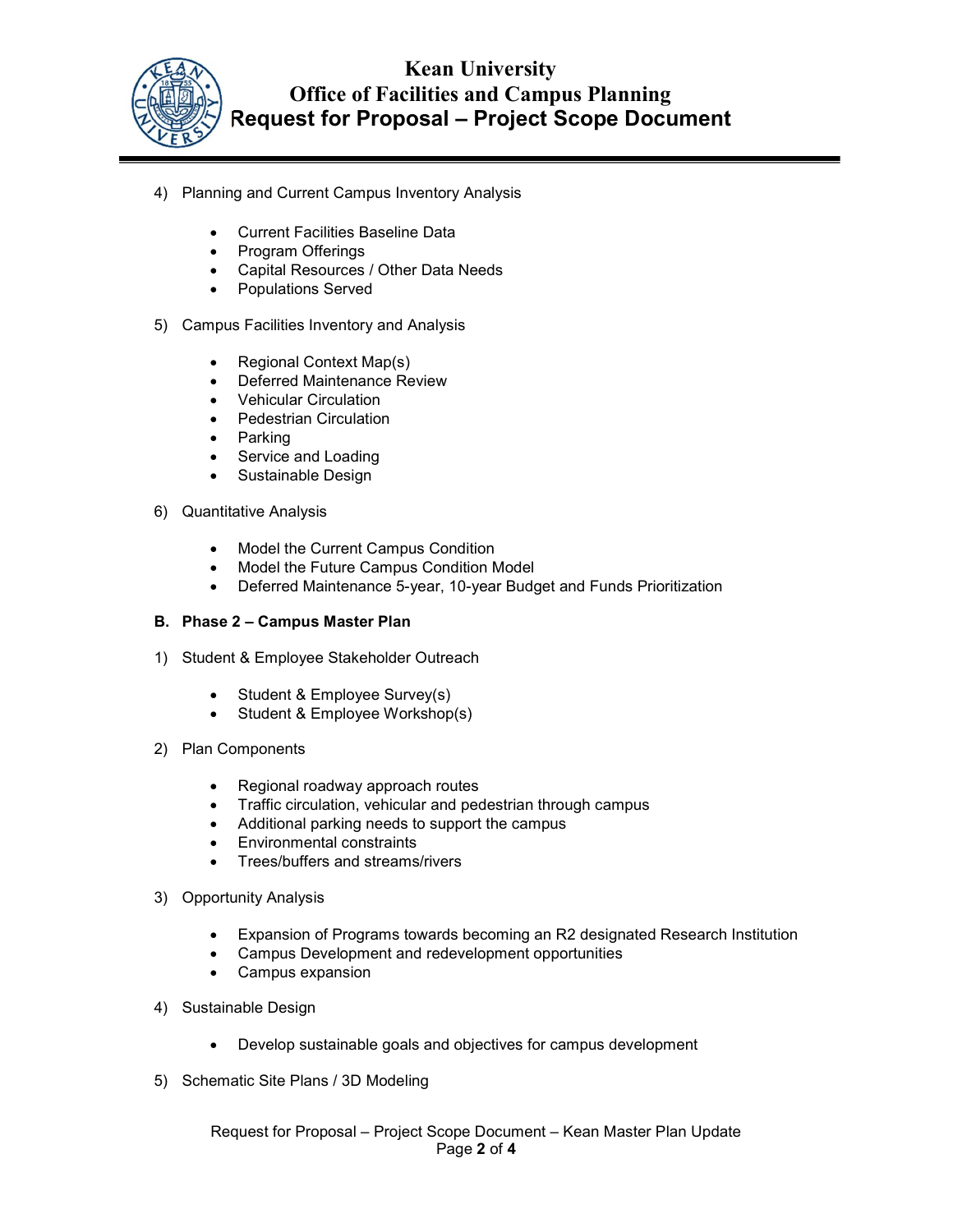4) Planning and Current Campus Inventory Analysis

- Current Facilities Baseline Data
- Program Offerings
- Capital Resources / Other Data Needs
- Populations Served

5) Campus Facilities Inventory and Analysis

- Regional Context Map(s)
- Deferred Maintenance Review
- Vehicular Circulation
- Pedestrian Circulation
- Parking
- Service and Loading
- Sustainable Design

6) Quantitative Analysis

- Model the Current Campus Condition
- Model the Future Campus Condition Model
- Deferred Maintenance 5-year, 10-year Budget and Funds Prioritization

**B. Phase 2 – Campus Master Plan**

1) Student & Employee Stakeholder Outreach

- Student & Employee Survey(s)
- Student & Employee Workshop(s)

2) Plan Components

- Regional roadway approach routes
- Traffic circulation, vehicular and pedestrian through campus
- Additional parking needs to support the campus
- Environmental constraints
- Trees/buffers and streams/rivers

3) Opportunity Analysis

- Expansion of Programs towards becoming an R2 designated Research Institution
- Campus Development and redevelopment opportunities
- Campus expansion

4) Sustainable Design

- Develop sustainable goals and objectives for campus development

5) Schematic Site Plans / 3D Modeling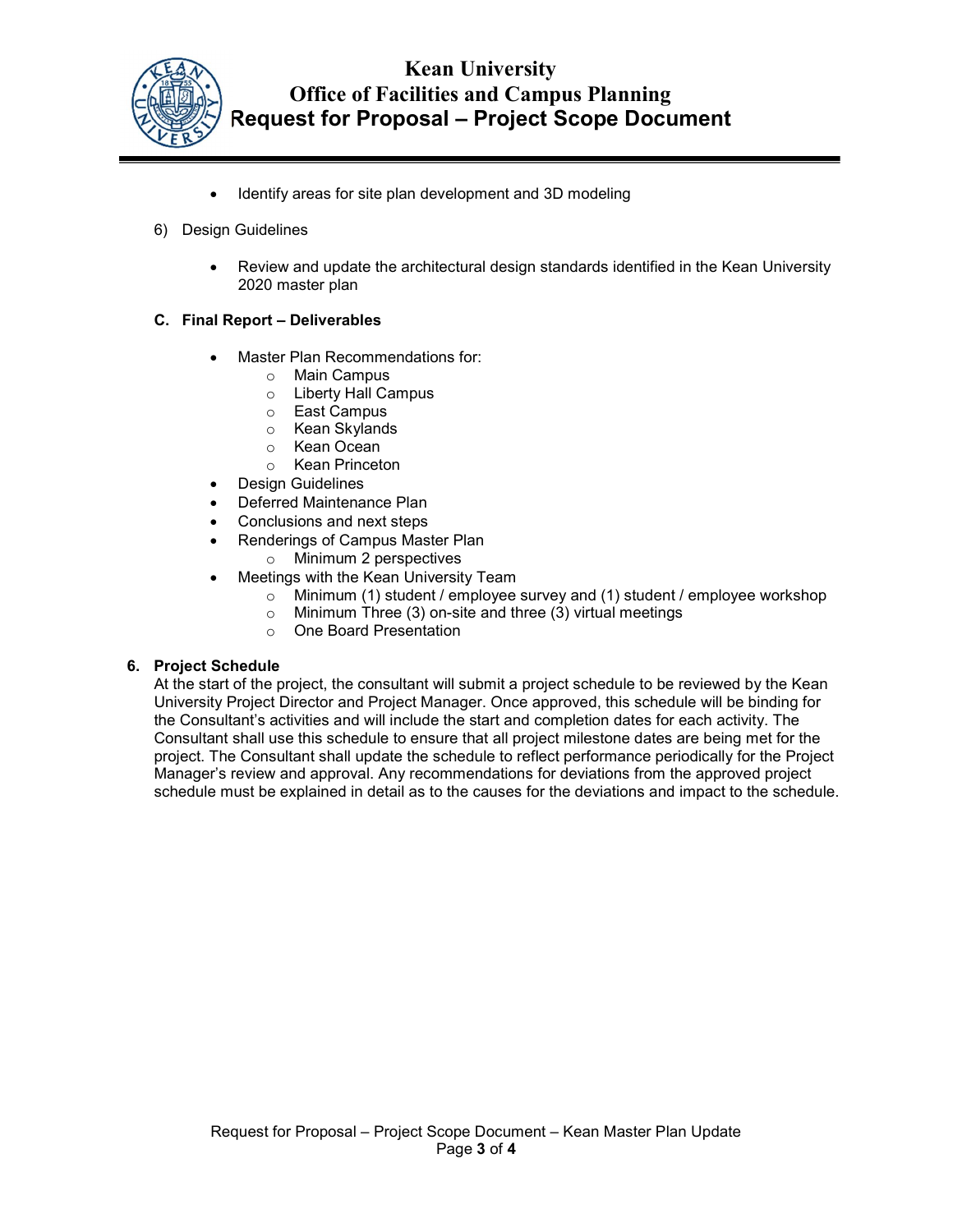- Identify areas for site plan development and 3D modeling

6) Design Guidelines

- Review and update the architectural design standards identified in the Kean University 2020 master plan

**C. Final Report – Deliverables**

- Master Plan Recommendations for:
  - Main Campus
  - Liberty Hall Campus
  - East Campus
  - Kean Skylands
  - Kean Ocean
  - Kean Princeton
- Design Guidelines
- Deferred Maintenance Plan
- Conclusions and next steps
- Renderings of Campus Master Plan
  - Minimum 2 perspectives
- Meetings with the Kean University Team
  - Minimum (1) student / employee survey and (1) student / employee workshop
  - Minimum Three (3) on-site and three (3) virtual meetings
  - One Board Presentation

**6. Project Schedule**

At the start of the project, the consultant will submit a project schedule to be reviewed by the Kean University Project Director and Project Manager. Once approved, this schedule will be binding for the Consultant's activities and will include the start and completion dates for each activity. The Consultant shall use this schedule to ensure that all project milestone dates are being met for the project. The Consultant shall update the schedule to reflect performance periodically for the Project Manager's review and approval. Any recommendations for deviations from the approved project schedule must be explained in detail as to the causes for the deviations and impact to the schedule.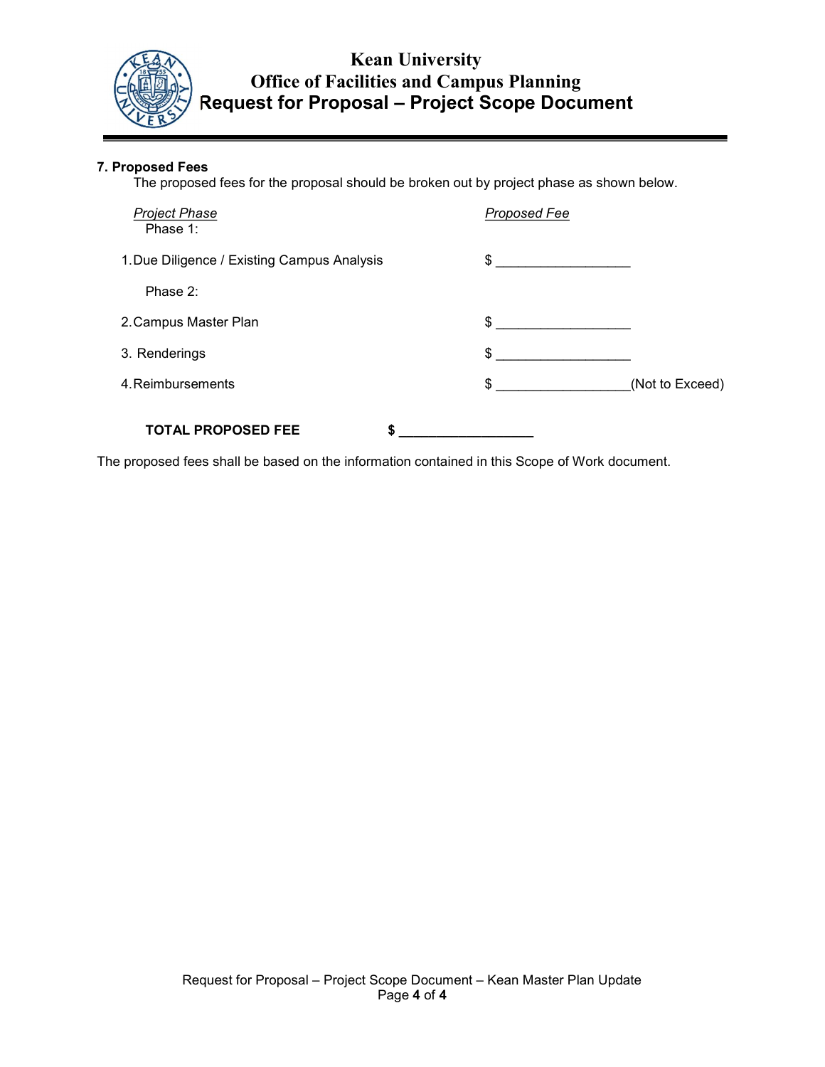### 7. Proposed Fees

The proposed fees for the proposal should be broken out by project phase as shown below.

| *Project Phase* | *Proposed Fee* |
|---|---|
| Phase 1: | |
| 1. Due Diligence / Existing Campus Analysis | $ __________________ |
| Phase 2: | |
| 2. Campus Master Plan | $ __________________ |
| 3. Renderings | $ __________________ |
| 4. Reimbursements | $ __________________(Not to Exceed) |

**TOTAL PROPOSED FEE** **$ __________________**

The proposed fees shall be based on the information contained in this Scope of Work document.